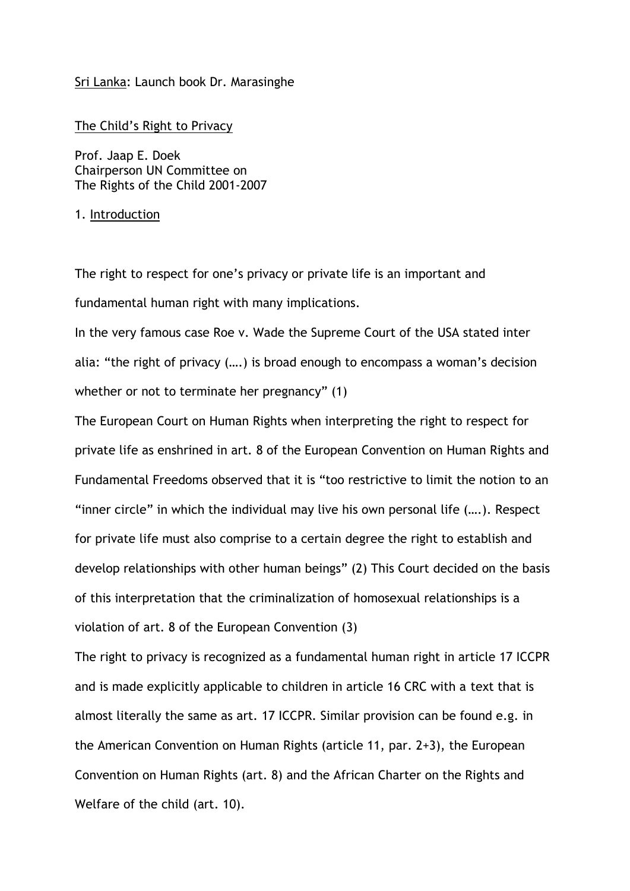Sri Lanka: Launch book Dr. Marasinghe

## The Child's Right to Privacy

Prof. Jaap E. Doek
Chairperson UN Committee on
The Rights of the Child 2001-2007

### 1. Introduction

The right to respect for one's privacy or private life is an important and fundamental human right with many implications.

In the very famous case Roe v. Wade the Supreme Court of the USA stated inter alia: "the right of privacy (….) is broad enough to encompass a woman's decision whether or not to terminate her pregnancy" (1)

The European Court on Human Rights when interpreting the right to respect for private life as enshrined in art. 8 of the European Convention on Human Rights and Fundamental Freedoms observed that it is "too restrictive to limit the notion to an "inner circle" in which the individual may live his own personal life (….). Respect for private life must also comprise to a certain degree the right to establish and develop relationships with other human beings" (2) This Court decided on the basis of this interpretation that the criminalization of homosexual relationships is a violation of art. 8 of the European Convention (3)

The right to privacy is recognized as a fundamental human right in article 17 ICCPR and is made explicitly applicable to children in article 16 CRC with a text that is almost literally the same as art. 17 ICCPR. Similar provision can be found e.g. in the American Convention on Human Rights (article 11, par. 2+3), the European Convention on Human Rights (art. 8) and the African Charter on the Rights and Welfare of the child (art. 10).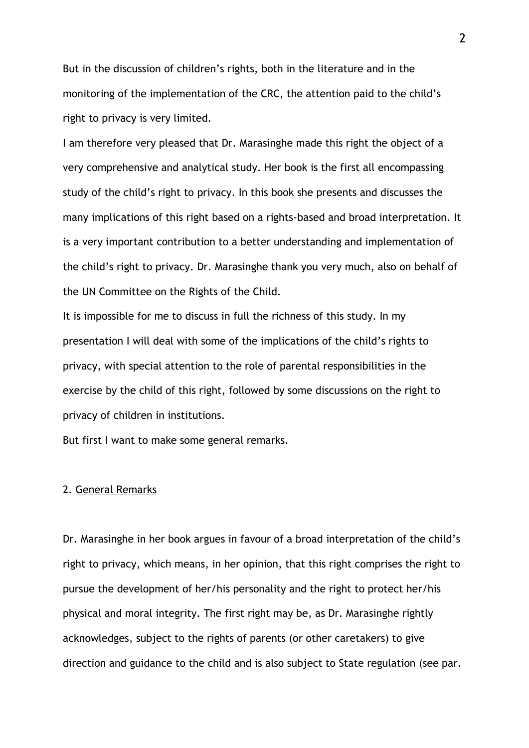But in the discussion of children's rights, both in the literature and in the monitoring of the implementation of the CRC, the attention paid to the child's right to privacy is very limited.

I am therefore very pleased that Dr. Marasinghe made this right the object of a very comprehensive and analytical study. Her book is the first all encompassing study of the child's right to privacy. In this book she presents and discusses the many implications of this right based on a rights-based and broad interpretation. It is a very important contribution to a better understanding and implementation of the child's right to privacy. Dr. Marasinghe thank you very much, also on behalf of the UN Committee on the Rights of the Child.

It is impossible for me to discuss in full the richness of this study. In my presentation I will deal with some of the implications of the child's rights to privacy, with special attention to the role of parental responsibilities in the exercise by the child of this right, followed by some discussions on the right to privacy of children in institutions.

But first I want to make some general remarks.

## 2. General Remarks

Dr. Marasinghe in her book argues in favour of a broad interpretation of the child's right to privacy, which means, in her opinion, that this right comprises the right to pursue the development of her/his personality and the right to protect her/his physical and moral integrity. The first right may be, as Dr. Marasinghe rightly acknowledges, subject to the rights of parents (or other caretakers) to give direction and guidance to the child and is also subject to State regulation (see par.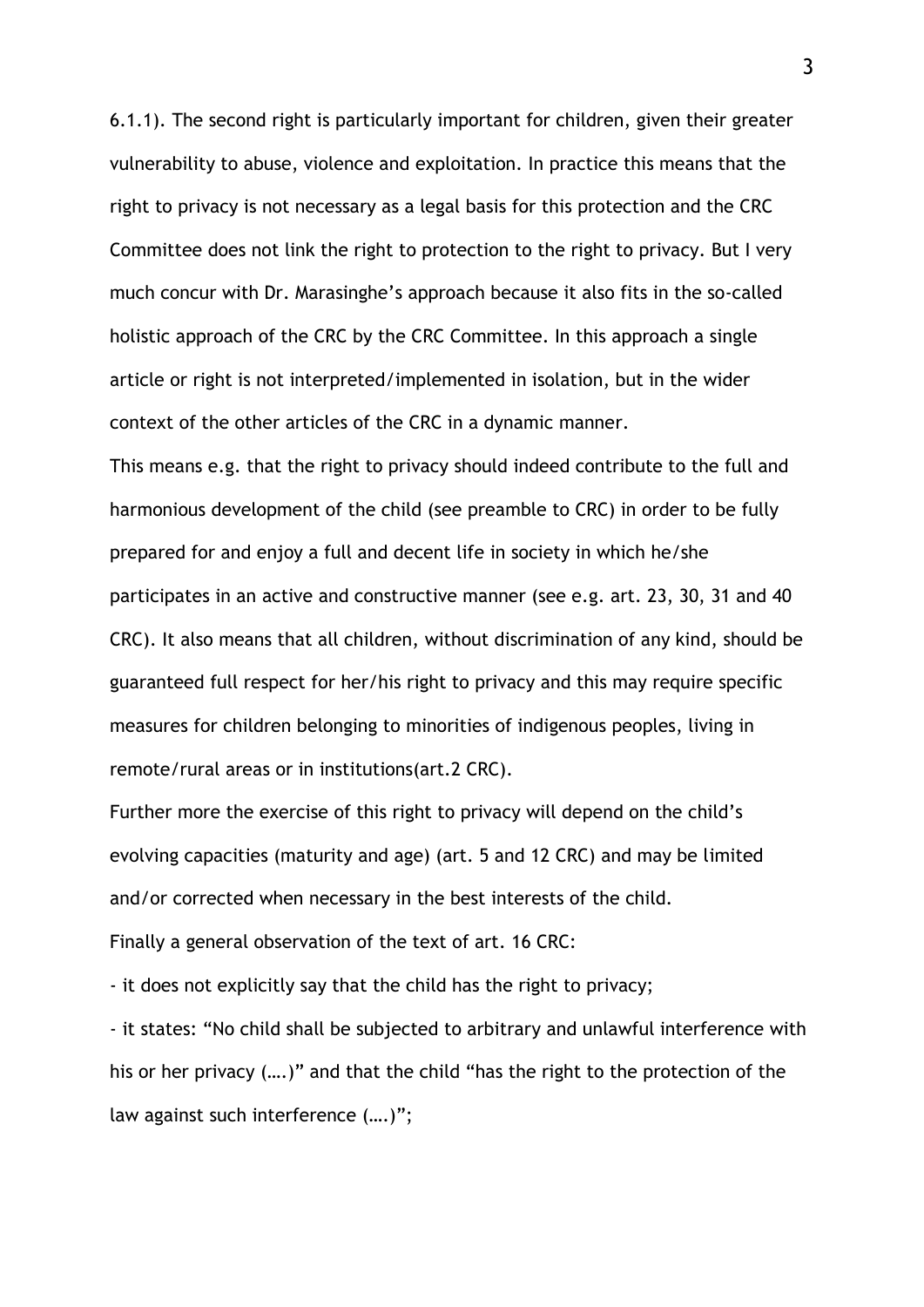6.1.1). The second right is particularly important for children, given their greater vulnerability to abuse, violence and exploitation. In practice this means that the right to privacy is not necessary as a legal basis for this protection and the CRC Committee does not link the right to protection to the right to privacy. But I very much concur with Dr. Marasinghe's approach because it also fits in the so-called holistic approach of the CRC by the CRC Committee. In this approach a single article or right is not interpreted/implemented in isolation, but in the wider context of the other articles of the CRC in a dynamic manner.

This means e.g. that the right to privacy should indeed contribute to the full and harmonious development of the child (see preamble to CRC) in order to be fully prepared for and enjoy a full and decent life in society in which he/she participates in an active and constructive manner (see e.g. art. 23, 30, 31 and 40 CRC). It also means that all children, without discrimination of any kind, should be guaranteed full respect for her/his right to privacy and this may require specific measures for children belonging to minorities of indigenous peoples, living in remote/rural areas or in institutions(art.2 CRC).

Further more the exercise of this right to privacy will depend on the child's evolving capacities (maturity and age) (art. 5 and 12 CRC) and may be limited and/or corrected when necessary in the best interests of the child.

Finally a general observation of the text of art. 16 CRC:

- it does not explicitly say that the child has the right to privacy;
- it states: "No child shall be subjected to arbitrary and unlawful interference with his or her privacy (….)" and that the child "has the right to the protection of the law against such interference (….)";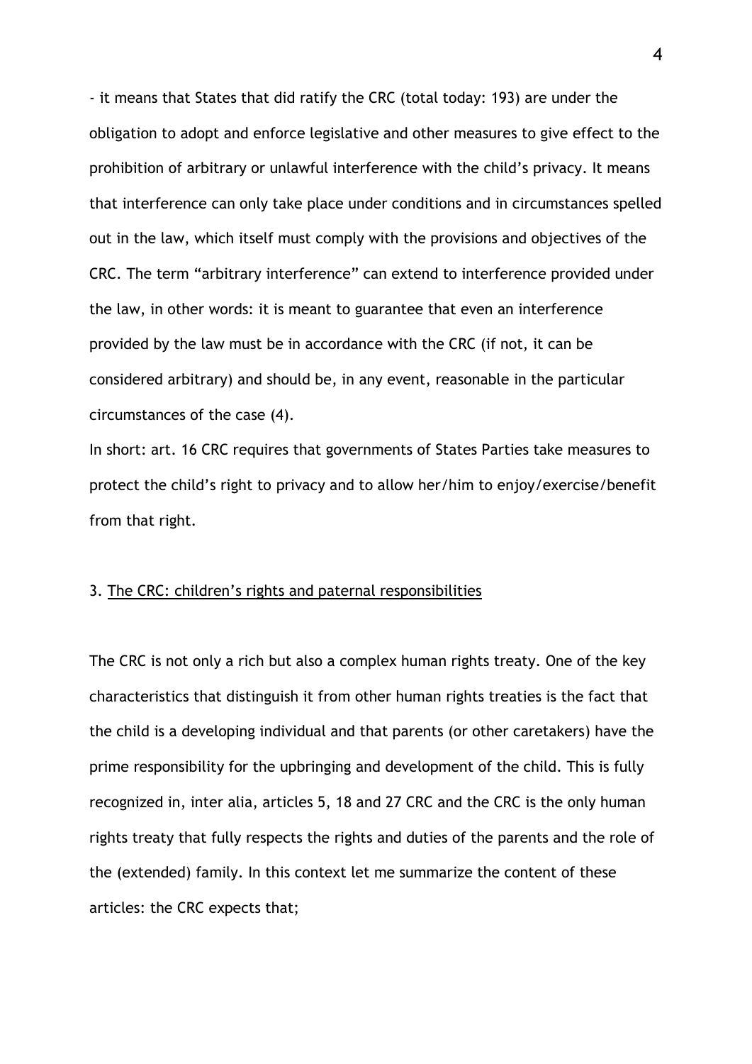- it means that States that did ratify the CRC (total today: 193) are under the obligation to adopt and enforce legislative and other measures to give effect to the prohibition of arbitrary or unlawful interference with the child's privacy. It means that interference can only take place under conditions and in circumstances spelled out in the law, which itself must comply with the provisions and objectives of the CRC. The term "arbitrary interference" can extend to interference provided under the law, in other words: it is meant to guarantee that even an interference provided by the law must be in accordance with the CRC (if not, it can be considered arbitrary) and should be, in any event, reasonable in the particular circumstances of the case (4).

In short: art. 16 CRC requires that governments of States Parties take measures to protect the child's right to privacy and to allow her/him to enjoy/exercise/benefit from that right.

## 3. The CRC: children's rights and paternal responsibilities

The CRC is not only a rich but also a complex human rights treaty. One of the key characteristics that distinguish it from other human rights treaties is the fact that the child is a developing individual and that parents (or other caretakers) have the prime responsibility for the upbringing and development of the child. This is fully recognized in, inter alia, articles 5, 18 and 27 CRC and the CRC is the only human rights treaty that fully respects the rights and duties of the parents and the role of the (extended) family. In this context let me summarize the content of these articles: the CRC expects that;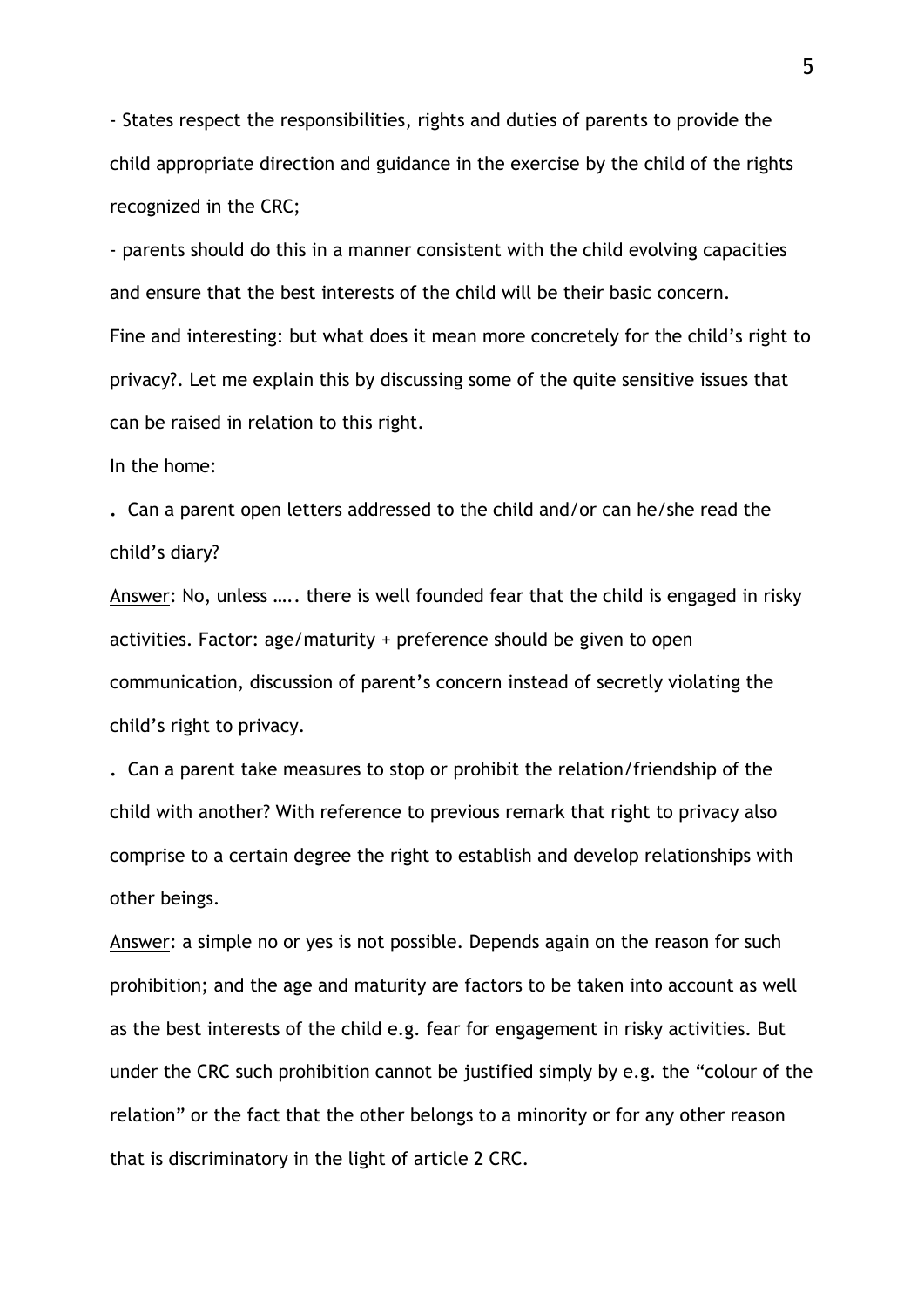- States respect the responsibilities, rights and duties of parents to provide the child appropriate direction and guidance in the exercise <u>by the child</u> of the rights recognized in the CRC;

- parents should do this in a manner consistent with the child evolving capacities and ensure that the best interests of the child will be their basic concern.

Fine and interesting: but what does it mean more concretely for the child's right to privacy?. Let me explain this by discussing some of the quite sensitive issues that can be raised in relation to this right.

In the home:

. Can a parent open letters addressed to the child and/or can he/she read the child's diary?

<u>Answer</u>: No, unless ….. there is well founded fear that the child is engaged in risky activities. Factor: age/maturity + preference should be given to open communication, discussion of parent's concern instead of secretly violating the child's right to privacy.

. Can a parent take measures to stop or prohibit the relation/friendship of the child with another? With reference to previous remark that right to privacy also comprise to a certain degree the right to establish and develop relationships with other beings.

<u>Answer</u>: a simple no or yes is not possible. Depends again on the reason for such prohibition; and the age and maturity are factors to be taken into account as well as the best interests of the child e.g. fear for engagement in risky activities. But under the CRC such prohibition cannot be justified simply by e.g. the "colour of the relation" or the fact that the other belongs to a minority or for any other reason that is discriminatory in the light of article 2 CRC.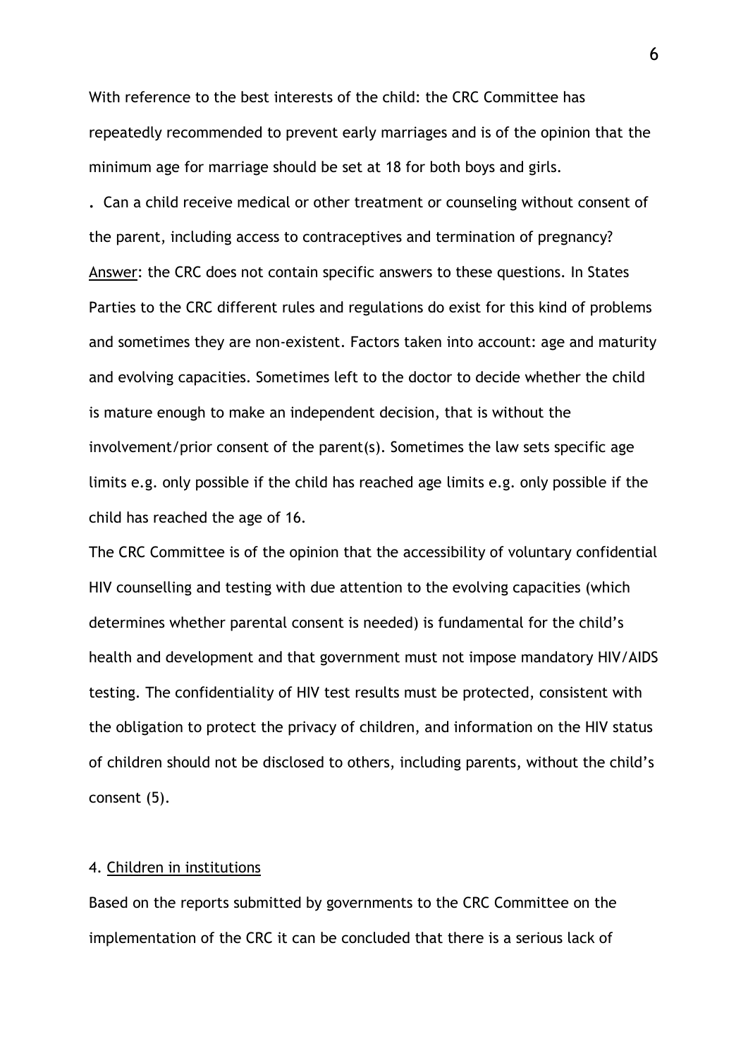With reference to the best interests of the child: the CRC Committee has repeatedly recommended to prevent early marriages and is of the opinion that the minimum age for marriage should be set at 18 for both boys and girls.

. Can a child receive medical or other treatment or counseling without consent of the parent, including access to contraceptives and termination of pregnancy?

Answer: the CRC does not contain specific answers to these questions. In States Parties to the CRC different rules and regulations do exist for this kind of problems and sometimes they are non-existent. Factors taken into account: age and maturity and evolving capacities. Sometimes left to the doctor to decide whether the child is mature enough to make an independent decision, that is without the involvement/prior consent of the parent(s). Sometimes the law sets specific age limits e.g. only possible if the child has reached age limits e.g. only possible if the child has reached the age of 16.

The CRC Committee is of the opinion that the accessibility of voluntary confidential HIV counselling and testing with due attention to the evolving capacities (which determines whether parental consent is needed) is fundamental for the child's health and development and that government must not impose mandatory HIV/AIDS testing. The confidentiality of HIV test results must be protected, consistent with the obligation to protect the privacy of children, and information on the HIV status of children should not be disclosed to others, including parents, without the child's consent (5).

4. Children in institutions

Based on the reports submitted by governments to the CRC Committee on the implementation of the CRC it can be concluded that there is a serious lack of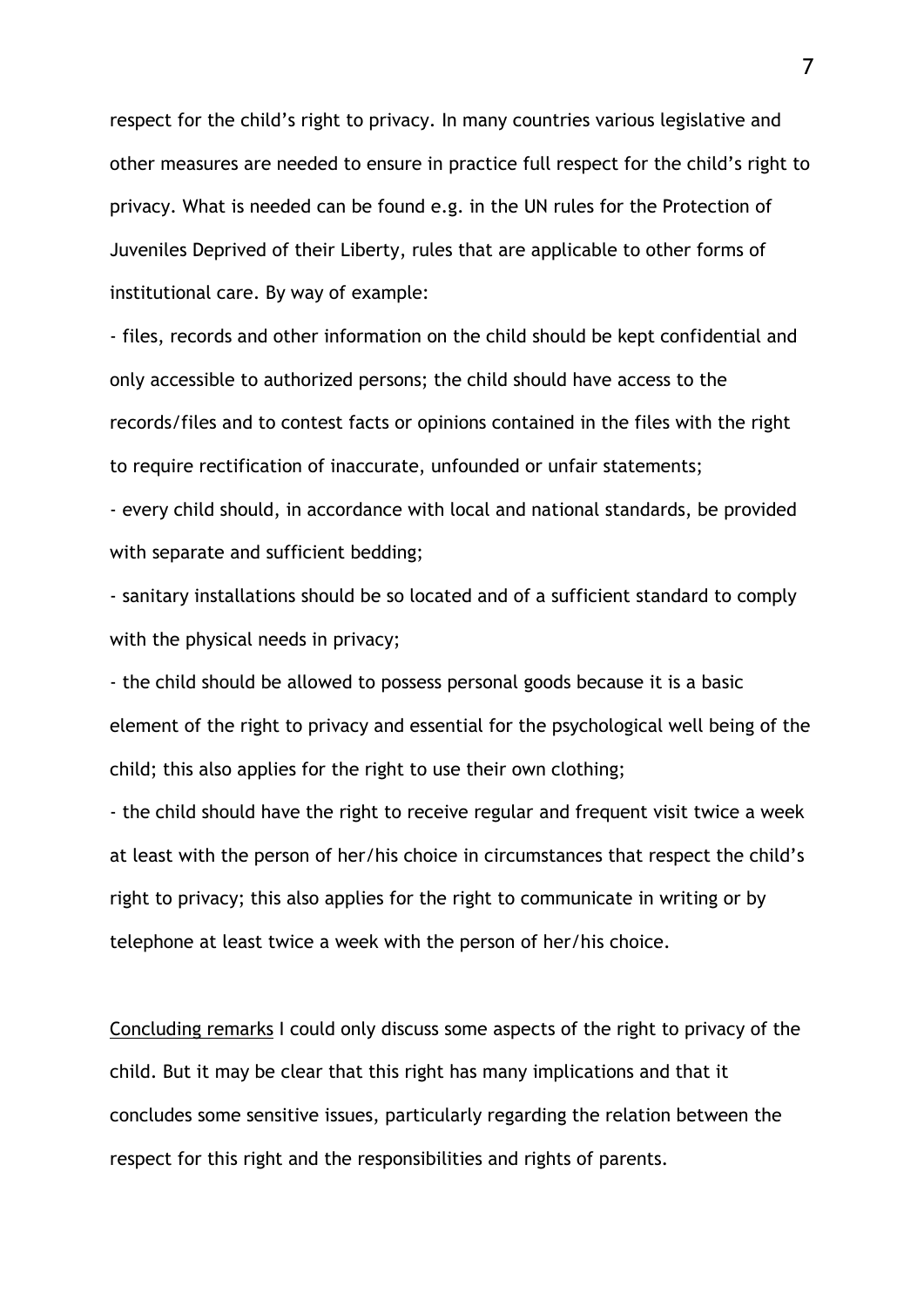respect for the child's right to privacy. In many countries various legislative and other measures are needed to ensure in practice full respect for the child's right to privacy. What is needed can be found e.g. in the UN rules for the Protection of Juveniles Deprived of their Liberty, rules that are applicable to other forms of institutional care. By way of example:

- files, records and other information on the child should be kept confidential and only accessible to authorized persons; the child should have access to the records/files and to contest facts or opinions contained in the files with the right to require rectification of inaccurate, unfounded or unfair statements;
- every child should, in accordance with local and national standards, be provided with separate and sufficient bedding;
- sanitary installations should be so located and of a sufficient standard to comply with the physical needs in privacy;
- the child should be allowed to possess personal goods because it is a basic element of the right to privacy and essential for the psychological well being of the child; this also applies for the right to use their own clothing;
- the child should have the right to receive regular and frequent visit twice a week at least with the person of her/his choice in circumstances that respect the child's right to privacy; this also applies for the right to communicate in writing or by telephone at least twice a week with the person of her/his choice.

<u>Concluding remarks</u> I could only discuss some aspects of the right to privacy of the child. But it may be clear that this right has many implications and that it concludes some sensitive issues, particularly regarding the relation between the respect for this right and the responsibilities and rights of parents.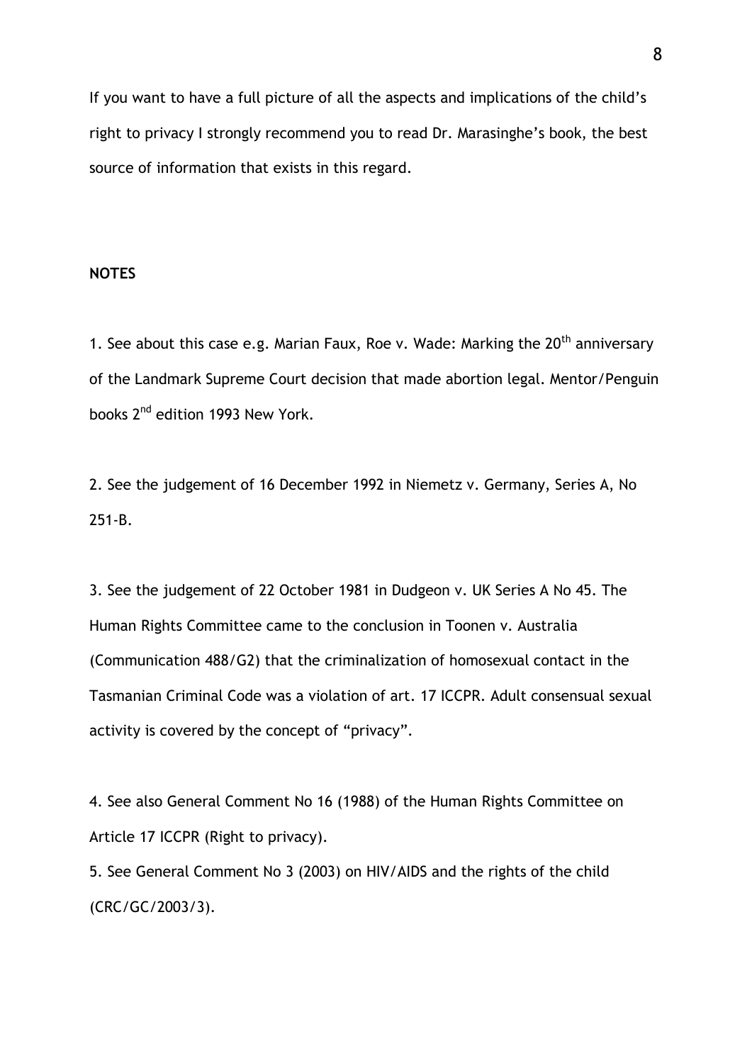If you want to have a full picture of all the aspects and implications of the child's right to privacy I strongly recommend you to read Dr. Marasinghe's book, the best source of information that exists in this regard.

**NOTES**

1. See about this case e.g. Marian Faux, Roe v. Wade: Marking the 20th anniversary of the Landmark Supreme Court decision that made abortion legal. Mentor/Penguin books 2nd edition 1993 New York.

2. See the judgement of 16 December 1992 in Niemetz v. Germany, Series A, No 251-B.

3. See the judgement of 22 October 1981 in Dudgeon v. UK Series A No 45. The Human Rights Committee came to the conclusion in Toonen v. Australia (Communication 488/G2) that the criminalization of homosexual contact in the Tasmanian Criminal Code was a violation of art. 17 ICCPR. Adult consensual sexual activity is covered by the concept of "privacy".

4. See also General Comment No 16 (1988) of the Human Rights Committee on Article 17 ICCPR (Right to privacy).

5. See General Comment No 3 (2003) on HIV/AIDS and the rights of the child (CRC/GC/2003/3).